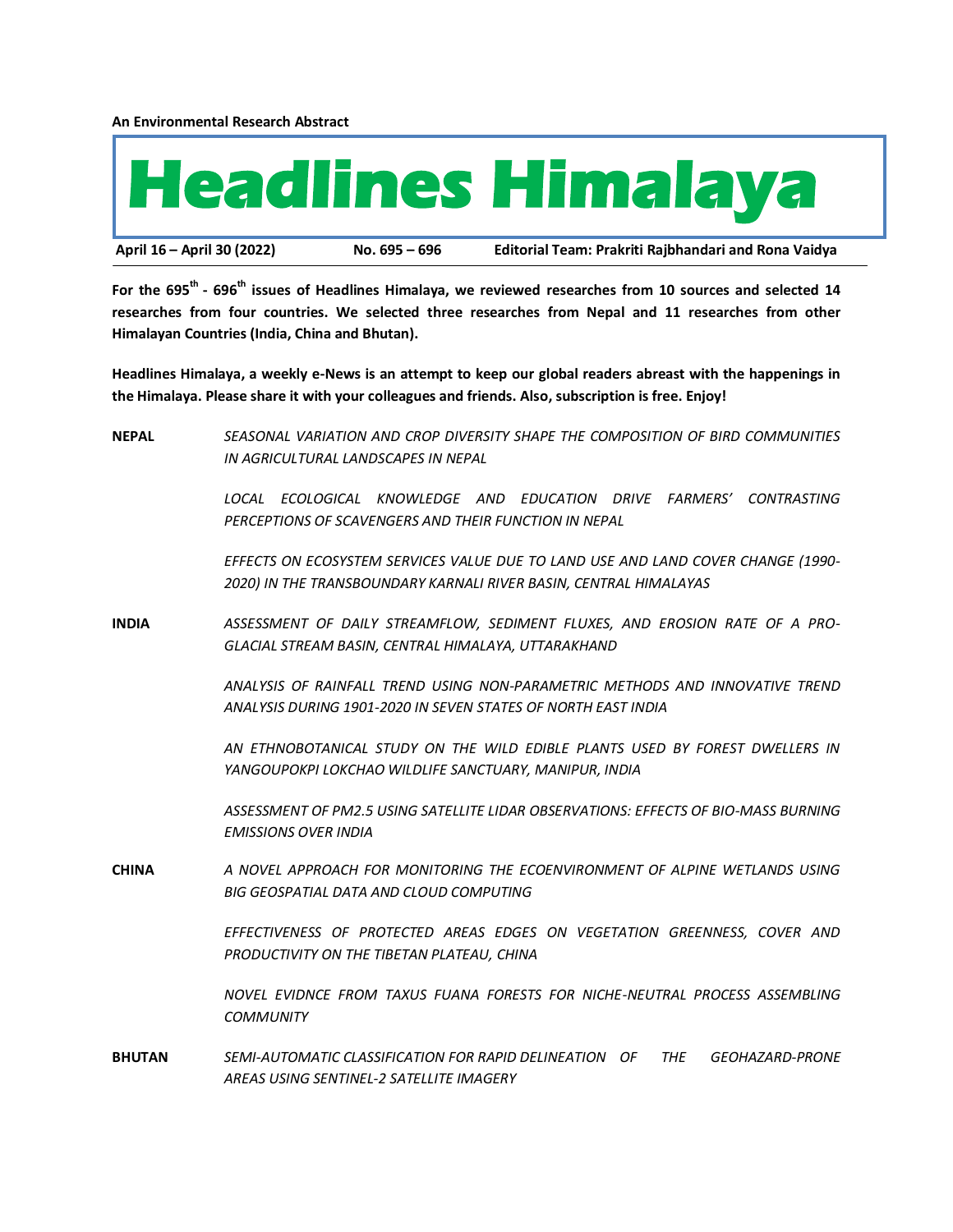**An Environmental Research Abstract**

# Headlines Himalaya

**April 16 – April 30 (2022) No. 695 – 696 Editorial Team: Prakriti Rajbhandari and Rona Vaidya**

**For the 695th - 696th issues of Headlines Himalaya, we reviewed researches from 10 sources and selected 14 researches from four countries. We selected three researches from Nepal and 11 researches from other Himalayan Countries (India, China and Bhutan).**

**Headlines Himalaya, a weekly e-News is an attempt to keep our global readers abreast with the happenings in the Himalaya. Please share it with your colleagues and friends. Also, subscription is free. Enjoy!**

**NEPAL**

*SEASONAL VARIATION AND CROP DIVERSITY SHAPE THE COMPOSITION OF BIRD COMMUNITIES IN AGRICULTURAL LANDSCAPES IN NEPAL*

*LOCAL ECOLOGICAL KNOWLEDGE AND EDUCATION DRIVE FARMERS' CONTRASTING PERCEPTIONS OF SCAVENGERS AND THEIR FUNCTION IN NEPAL*

*EFFECTS ON ECOSYSTEM SERVICES VALUE DUE TO LAND USE AND LAND COVER CHANGE (1990-2020) IN THE TRANSBOUNDARY KARNALI RIVER BASIN, CENTRAL HIMALAYAS*

**INDIA**

*ASSESSMENT OF DAILY STREAMFLOW, SEDIMENT FLUXES, AND EROSION RATE OF A PRO-GLACIAL STREAM BASIN, CENTRAL HIMALAYA, UTTARAKHAND*

*ANALYSIS OF RAINFALL TREND USING NON-PARAMETRIC METHODS AND INNOVATIVE TREND ANALYSIS DURING 1901-2020 IN SEVEN STATES OF NORTH EAST INDIA*

*AN ETHNOBOTANICAL STUDY ON THE WILD EDIBLE PLANTS USED BY FOREST DWELLERS IN YANGOUPOKPI LOKCHAO WILDLIFE SANCTUARY, MANIPUR, INDIA*

*ASSESSMENT OF PM2.5 USING SATELLITE LIDAR OBSERVATIONS: EFFECTS OF BIO-MASS BURNING EMISSIONS OVER INDIA*

**CHINA**

*A NOVEL APPROACH FOR MONITORING THE ECOENVIRONMENT OF ALPINE WETLANDS USING BIG GEOSPATIAL DATA AND CLOUD COMPUTING*

*EFFECTIVENESS OF PROTECTED AREAS EDGES ON VEGETATION GREENNESS, COVER AND PRODUCTIVITY ON THE TIBETAN PLATEAU, CHINA*

*NOVEL EVIDNCE FROM TAXUS FUANA FORESTS FOR NICHE-NEUTRAL PROCESS ASSEMBLING COMMUNITY*

**BHUTAN**

*SEMI-AUTOMATIC CLASSIFICATION FOR RAPID DELINEATION OF THE GEOHAZARD-PRONE AREAS USING SENTINEL-2 SATELLITE IMAGERY*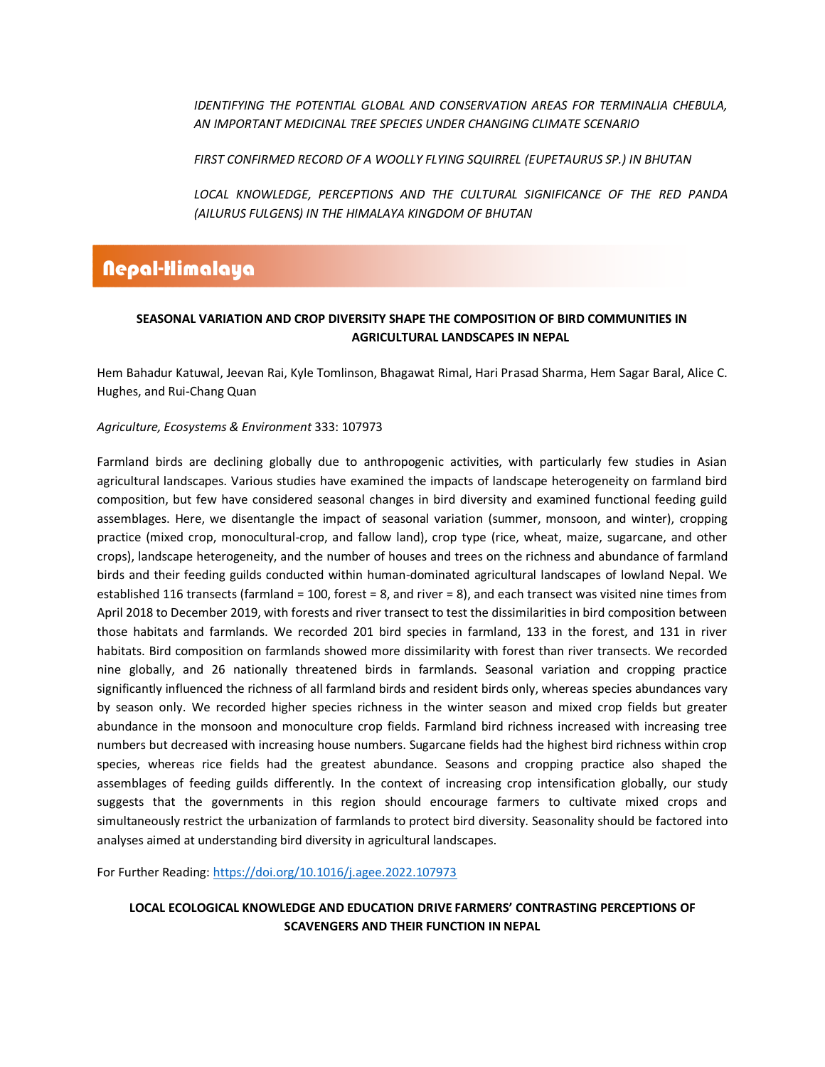*IDENTIFYING THE POTENTIAL GLOBAL AND CONSERVATION AREAS FOR TERMINALIA CHEBULA, AN IMPORTANT MEDICINAL TREE SPECIES UNDER CHANGING CLIMATE SCENARIO*

*FIRST CONFIRMED RECORD OF A WOOLLY FLYING SQUIRREL (EUPETAURUS SP.) IN BHUTAN*

*LOCAL KNOWLEDGE, PERCEPTIONS AND THE CULTURAL SIGNIFICANCE OF THE RED PANDA (AILURUS FULGENS) IN THE HIMALAYA KINGDOM OF BHUTAN*

## Nepal-Himalaya

### SEASONAL VARIATION AND CROP DIVERSITY SHAPE THE COMPOSITION OF BIRD COMMUNITIES IN AGRICULTURAL LANDSCAPES IN NEPAL

Hem Bahadur Katuwal, Jeevan Rai, Kyle Tomlinson, Bhagawat Rimal, Hari Prasad Sharma, Hem Sagar Baral, Alice C. Hughes, and Rui-Chang Quan

*Agriculture, Ecosystems & Environment* 333: 107973

Farmland birds are declining globally due to anthropogenic activities, with particularly few studies in Asian agricultural landscapes. Various studies have examined the impacts of landscape heterogeneity on farmland bird composition, but few have considered seasonal changes in bird diversity and examined functional feeding guild assemblages. Here, we disentangle the impact of seasonal variation (summer, monsoon, and winter), cropping practice (mixed crop, monocultural-crop, and fallow land), crop type (rice, wheat, maize, sugarcane, and other crops), landscape heterogeneity, and the number of houses and trees on the richness and abundance of farmland birds and their feeding guilds conducted within human-dominated agricultural landscapes of lowland Nepal. We established 116 transects (farmland = 100, forest = 8, and river = 8), and each transect was visited nine times from April 2018 to December 2019, with forests and river transect to test the dissimilarities in bird composition between those habitats and farmlands. We recorded 201 bird species in farmland, 133 in the forest, and 131 in river habitats. Bird composition on farmlands showed more dissimilarity with forest than river transects. We recorded nine globally, and 26 nationally threatened birds in farmlands. Seasonal variation and cropping practice significantly influenced the richness of all farmland birds and resident birds only, whereas species abundances vary by season only. We recorded higher species richness in the winter season and mixed crop fields but greater abundance in the monsoon and monoculture crop fields. Farmland bird richness increased with increasing tree numbers but decreased with increasing house numbers. Sugarcane fields had the highest bird richness within crop species, whereas rice fields had the greatest abundance. Seasons and cropping practice also shaped the assemblages of feeding guilds differently. In the context of increasing crop intensification globally, our study suggests that the governments in this region should encourage farmers to cultivate mixed crops and simultaneously restrict the urbanization of farmlands to protect bird diversity. Seasonality should be factored into analyses aimed at understanding bird diversity in agricultural landscapes.

For Further Reading: https://doi.org/10.1016/j.agee.2022.107973

### LOCAL ECOLOGICAL KNOWLEDGE AND EDUCATION DRIVE FARMERS' CONTRASTING PERCEPTIONS OF SCAVENGERS AND THEIR FUNCTION IN NEPAL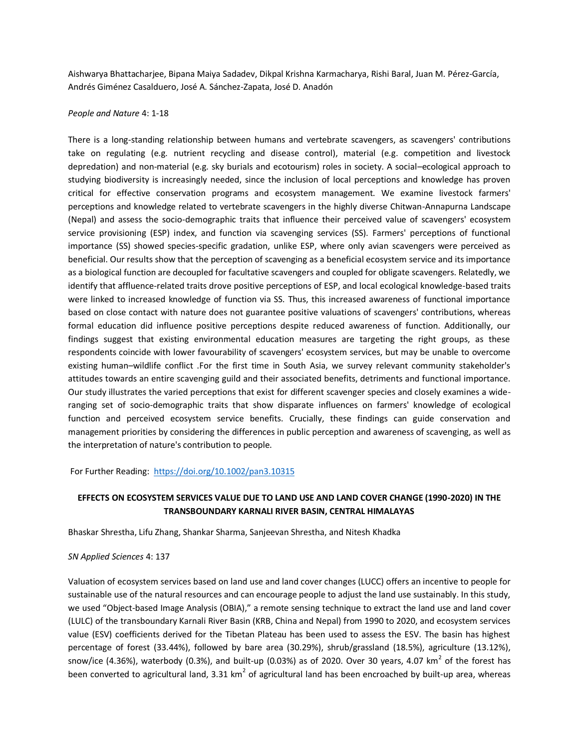Aishwarya Bhattacharjee, Bipana Maiya Sadadev, Dikpal Krishna Karmacharya, Rishi Baral, Juan M. Pérez-García, Andrés Giménez Casalduero, José A. Sánchez-Zapata, José D. Anadón

*People and Nature* 4: 1-18

There is a long-standing relationship between humans and vertebrate scavengers, as scavengers' contributions take on regulating (e.g. nutrient recycling and disease control), material (e.g. competition and livestock depredation) and non-material (e.g. sky burials and ecotourism) roles in society. A social–ecological approach to studying biodiversity is increasingly needed, since the inclusion of local perceptions and knowledge has proven critical for effective conservation programs and ecosystem management. We examine livestock farmers' perceptions and knowledge related to vertebrate scavengers in the highly diverse Chitwan-Annapurna Landscape (Nepal) and assess the socio-demographic traits that influence their perceived value of scavengers' ecosystem service provisioning (ESP) index, and function via scavenging services (SS). Farmers' perceptions of functional importance (SS) showed species-specific gradation, unlike ESP, where only avian scavengers were perceived as beneficial. Our results show that the perception of scavenging as a beneficial ecosystem service and its importance as a biological function are decoupled for facultative scavengers and coupled for obligate scavengers. Relatedly, we identify that affluence-related traits drove positive perceptions of ESP, and local ecological knowledge-based traits were linked to increased knowledge of function via SS. Thus, this increased awareness of functional importance based on close contact with nature does not guarantee positive valuations of scavengers' contributions, whereas formal education did influence positive perceptions despite reduced awareness of function. Additionally, our findings suggest that existing environmental education measures are targeting the right groups, as these respondents coincide with lower favourability of scavengers' ecosystem services, but may be unable to overcome existing human–wildlife conflict .For the first time in South Asia, we survey relevant community stakeholder's attitudes towards an entire scavenging guild and their associated benefits, detriments and functional importance. Our study illustrates the varied perceptions that exist for different scavenger species and closely examines a wide-ranging set of socio-demographic traits that show disparate influences on farmers' knowledge of ecological function and perceived ecosystem service benefits. Crucially, these findings can guide conservation and management priorities by considering the differences in public perception and awareness of scavenging, as well as the interpretation of nature's contribution to people.

For Further Reading: https://doi.org/10.1002/pan3.10315

## EFFECTS ON ECOSYSTEM SERVICES VALUE DUE TO LAND USE AND LAND COVER CHANGE (1990-2020) IN THE TRANSBOUNDARY KARNALI RIVER BASIN, CENTRAL HIMALAYAS

Bhaskar Shrestha, Lifu Zhang, Shankar Sharma, Sanjeevan Shrestha, and Nitesh Khadka

*SN Applied Sciences* 4: 137

Valuation of ecosystem services based on land use and land cover changes (LUCC) offers an incentive to people for sustainable use of the natural resources and can encourage people to adjust the land use sustainably. In this study, we used "Object-based Image Analysis (OBIA)," a remote sensing technique to extract the land use and land cover (LULC) of the transboundary Karnali River Basin (KRB, China and Nepal) from 1990 to 2020, and ecosystem services value (ESV) coefficients derived for the Tibetan Plateau has been used to assess the ESV. The basin has highest percentage of forest (33.44%), followed by bare area (30.29%), shrub/grassland (18.5%), agriculture (13.12%), snow/ice (4.36%), waterbody (0.3%), and built-up (0.03%) as of 2020. Over 30 years, 4.07 $km^2$ of the forest has been converted to agricultural land, 3.31 $km^2$ of agricultural land has been encroached by built-up area, whereas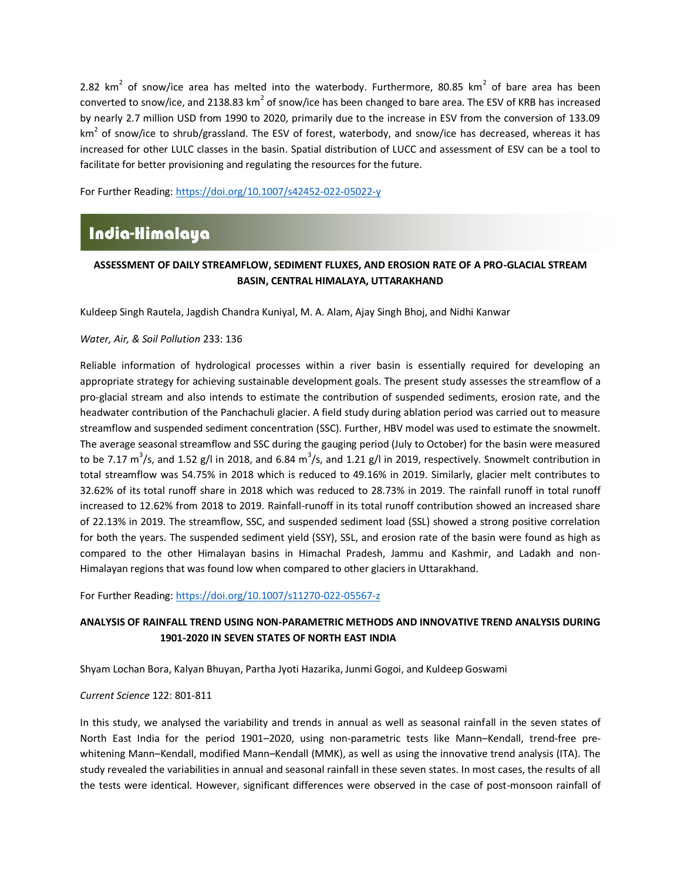2.82 $km^2$ of snow/ice area has melted into the waterbody. Furthermore, 80.85 $km^2$ of bare area has been converted to snow/ice, and 2138.83 $km^2$ of snow/ice has been changed to bare area. The ESV of KRB has increased by nearly 2.7 million USD from 1990 to 2020, primarily due to the increase in ESV from the conversion of 133.09 $km^2$ of snow/ice to shrub/grassland. The ESV of forest, waterbody, and snow/ice has decreased, whereas it has increased for other LULC classes in the basin. Spatial distribution of LUCC and assessment of ESV can be a tool to facilitate for better provisioning and regulating the resources for the future.

For Further Reading: https://doi.org/10.1007/s42452-022-05022-y

## India-Himalaya

### ASSESSMENT OF DAILY STREAMFLOW, SEDIMENT FLUXES, AND EROSION RATE OF A PRO-GLACIAL STREAM BASIN, CENTRAL HIMALAYA, UTTARAKHAND

Kuldeep Singh Rautela, Jagdish Chandra Kuniyal, M. A. Alam, Ajay Singh Bhoj, and Nidhi Kanwar

*Water, Air, & Soil Pollution* 233: 136

Reliable information of hydrological processes within a river basin is essentially required for developing an appropriate strategy for achieving sustainable development goals. The present study assesses the streamflow of a pro-glacial stream and also intends to estimate the contribution of suspended sediments, erosion rate, and the headwater contribution of the Panchachuli glacier. A field study during ablation period was carried out to measure streamflow and suspended sediment concentration (SSC). Further, HBV model was used to estimate the snowmelt. The average seasonal streamflow and SSC during the gauging period (July to October) for the basin were measured to be 7.17 $m^3$/s, and 1.52 g/l in 2018, and 6.84 $m^3$/s, and 1.21 g/l in 2019, respectively. Snowmelt contribution in total streamflow was 54.75% in 2018 which is reduced to 49.16% in 2019. Similarly, glacier melt contributes to 32.62% of its total runoff share in 2018 which was reduced to 28.73% in 2019. The rainfall runoff in total runoff increased to 12.62% from 2018 to 2019. Rainfall-runoff in its total runoff contribution showed an increased share of 22.13% in 2019. The streamflow, SSC, and suspended sediment load (SSL) showed a strong positive correlation for both the years. The suspended sediment yield (SSY), SSL, and erosion rate of the basin were found as high as compared to the other Himalayan basins in Himachal Pradesh, Jammu and Kashmir, and Ladakh and non-Himalayan regions that was found low when compared to other glaciers in Uttarakhand.

For Further Reading: https://doi.org/10.1007/s11270-022-05567-z

### ANALYSIS OF RAINFALL TREND USING NON-PARAMETRIC METHODS AND INNOVATIVE TREND ANALYSIS DURING 1901-2020 IN SEVEN STATES OF NORTH EAST INDIA

Shyam Lochan Bora, Kalyan Bhuyan, Partha Jyoti Hazarika, Junmi Gogoi, and Kuldeep Goswami

*Current Science* 122: 801-811

In this study, we analysed the variability and trends in annual as well as seasonal rainfall in the seven states of North East India for the period 1901–2020, using non-parametric tests like Mann–Kendall, trend-free pre-whitening Mann–Kendall, modified Mann–Kendall (MMK), as well as using the innovative trend analysis (ITA). The study revealed the variabilities in annual and seasonal rainfall in these seven states. In most cases, the results of all the tests were identical. However, significant differences were observed in the case of post-monsoon rainfall of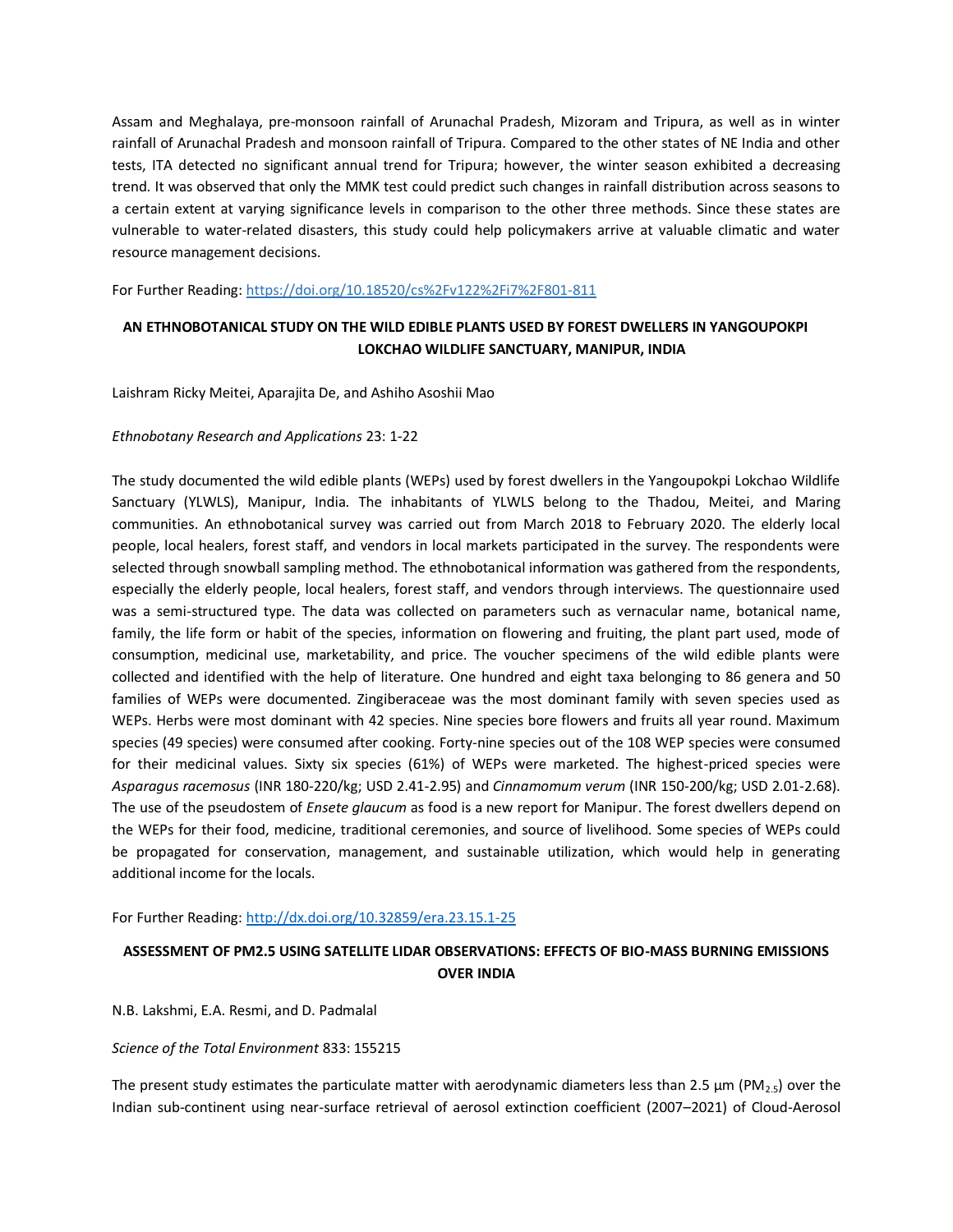Assam and Meghalaya, pre-monsoon rainfall of Arunachal Pradesh, Mizoram and Tripura, as well as in winter rainfall of Arunachal Pradesh and monsoon rainfall of Tripura. Compared to the other states of NE India and other tests, ITA detected no significant annual trend for Tripura; however, the winter season exhibited a decreasing trend. It was observed that only the MMK test could predict such changes in rainfall distribution across seasons to a certain extent at varying significance levels in comparison to the other three methods. Since these states are vulnerable to water-related disasters, this study could help policymakers arrive at valuable climatic and water resource management decisions.

For Further Reading: https://doi.org/10.18520/cs%2Fv122%2Fi7%2F801-811

### AN ETHNOBOTANICAL STUDY ON THE WILD EDIBLE PLANTS USED BY FOREST DWELLERS IN YANGOUPOKPI LOKCHAO WILDLIFE SANCTUARY, MANIPUR, INDIA

Laishram Ricky Meitei, Aparajita De, and Ashiho Asoshii Mao

*Ethnobotany Research and Applications* 23: 1-22

The study documented the wild edible plants (WEPs) used by forest dwellers in the Yangoupokpi Lokchao Wildlife Sanctuary (YLWLS), Manipur, India. The inhabitants of YLWLS belong to the Thadou, Meitei, and Maring communities. An ethnobotanical survey was carried out from March 2018 to February 2020. The elderly local people, local healers, forest staff, and vendors in local markets participated in the survey. The respondents were selected through snowball sampling method. The ethnobotanical information was gathered from the respondents, especially the elderly people, local healers, forest staff, and vendors through interviews. The questionnaire used was a semi-structured type. The data was collected on parameters such as vernacular name, botanical name, family, the life form or habit of the species, information on flowering and fruiting, the plant part used, mode of consumption, medicinal use, marketability, and price. The voucher specimens of the wild edible plants were collected and identified with the help of literature. One hundred and eight taxa belonging to 86 genera and 50 families of WEPs were documented. Zingiberaceae was the most dominant family with seven species used as WEPs. Herbs were most dominant with 42 species. Nine species bore flowers and fruits all year round. Maximum species (49 species) were consumed after cooking. Forty-nine species out of the 108 WEP species were consumed for their medicinal values. Sixty six species (61%) of WEPs were marketed. The highest-priced species were *Asparagus racemosus* (INR 180-220/kg; USD 2.41-2.95) and *Cinnamomum verum* (INR 150-200/kg; USD 2.01-2.68). The use of the pseudostem of *Ensete glaucum* as food is a new report for Manipur. The forest dwellers depend on the WEPs for their food, medicine, traditional ceremonies, and source of livelihood. Some species of WEPs could be propagated for conservation, management, and sustainable utilization, which would help in generating additional income for the locals.

For Further Reading: http://dx.doi.org/10.32859/era.23.15.1-25

### ASSESSMENT OF PM2.5 USING SATELLITE LIDAR OBSERVATIONS: EFFECTS OF BIO-MASS BURNING EMISSIONS OVER INDIA

N.B. Lakshmi, E.A. Resmi, and D. Padmalal

*Science of the Total Environment* 833: 155215

The present study estimates the particulate matter with aerodynamic diameters less than 2.5 µm ($PM_{2.5}$) over the Indian sub-continent using near-surface retrieval of aerosol extinction coefficient (2007–2021) of Cloud-Aerosol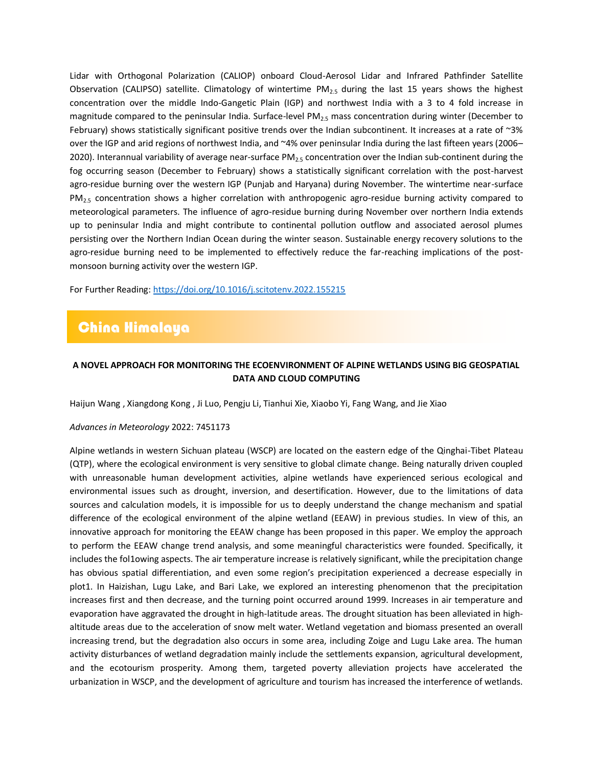Lidar with Orthogonal Polarization (CALIOP) onboard Cloud-Aerosol Lidar and Infrared Pathfinder Satellite Observation (CALIPSO) satellite. Climatology of wintertime $PM_{2.5}$ during the last 15 years shows the highest concentration over the middle Indo-Gangetic Plain (IGP) and northwest India with a 3 to 4 fold increase in magnitude compared to the peninsular India. Surface-level $PM_{2.5}$ mass concentration during winter (December to February) shows statistically significant positive trends over the Indian subcontinent. It increases at a rate of ~3% over the IGP and arid regions of northwest India, and ~4% over peninsular India during the last fifteen years (2006–2020). Interannual variability of average near-surface $PM_{2.5}$ concentration over the Indian sub-continent during the fog occurring season (December to February) shows a statistically significant correlation with the post-harvest agro-residue burning over the western IGP (Punjab and Haryana) during November. The wintertime near-surface $PM_{2.5}$ concentration shows a higher correlation with anthropogenic agro-residue burning activity compared to meteorological parameters. The influence of agro-residue burning during November over northern India extends up to peninsular India and might contribute to continental pollution outflow and associated aerosol plumes persisting over the Northern Indian Ocean during the winter season. Sustainable energy recovery solutions to the agro-residue burning need to be implemented to effectively reduce the far-reaching implications of the post-monsoon burning activity over the western IGP.

For Further Reading: https://doi.org/10.1016/j.scitotenv.2022.155215

## China Himalaya

### A NOVEL APPROACH FOR MONITORING THE ECOENVIRONMENT OF ALPINE WETLANDS USING BIG GEOSPATIAL DATA AND CLOUD COMPUTING

Haijun Wang , Xiangdong Kong , Ji Luo, Pengju Li, Tianhui Xie, Xiaobo Yi, Fang Wang, and Jie Xiao

*Advances in Meteorology* 2022: 7451173

Alpine wetlands in western Sichuan plateau (WSCP) are located on the eastern edge of the Qinghai-Tibet Plateau (QTP), where the ecological environment is very sensitive to global climate change. Being naturally driven coupled with unreasonable human development activities, alpine wetlands have experienced serious ecological and environmental issues such as drought, inversion, and desertification. However, due to the limitations of data sources and calculation models, it is impossible for us to deeply understand the change mechanism and spatial difference of the ecological environment of the alpine wetland (EEAW) in previous studies. In view of this, an innovative approach for monitoring the EEAW change has been proposed in this paper. We employ the approach to perform the EEAW change trend analysis, and some meaningful characteristics were founded. Specifically, it includes the fol1owing aspects. The air temperature increase is relatively significant, while the precipitation change has obvious spatial differentiation, and even some region's precipitation experienced a decrease especially in plot1. In Haizishan, Lugu Lake, and Bari Lake, we explored an interesting phenomenon that the precipitation increases first and then decrease, and the turning point occurred around 1999. Increases in air temperature and evaporation have aggravated the drought in high-latitude areas. The drought situation has been alleviated in high-altitude areas due to the acceleration of snow melt water. Wetland vegetation and biomass presented an overall increasing trend, but the degradation also occurs in some area, including Zoige and Lugu Lake area. The human activity disturbances of wetland degradation mainly include the settlements expansion, agricultural development, and the ecotourism prosperity. Among them, targeted poverty alleviation projects have accelerated the urbanization in WSCP, and the development of agriculture and tourism has increased the interference of wetlands.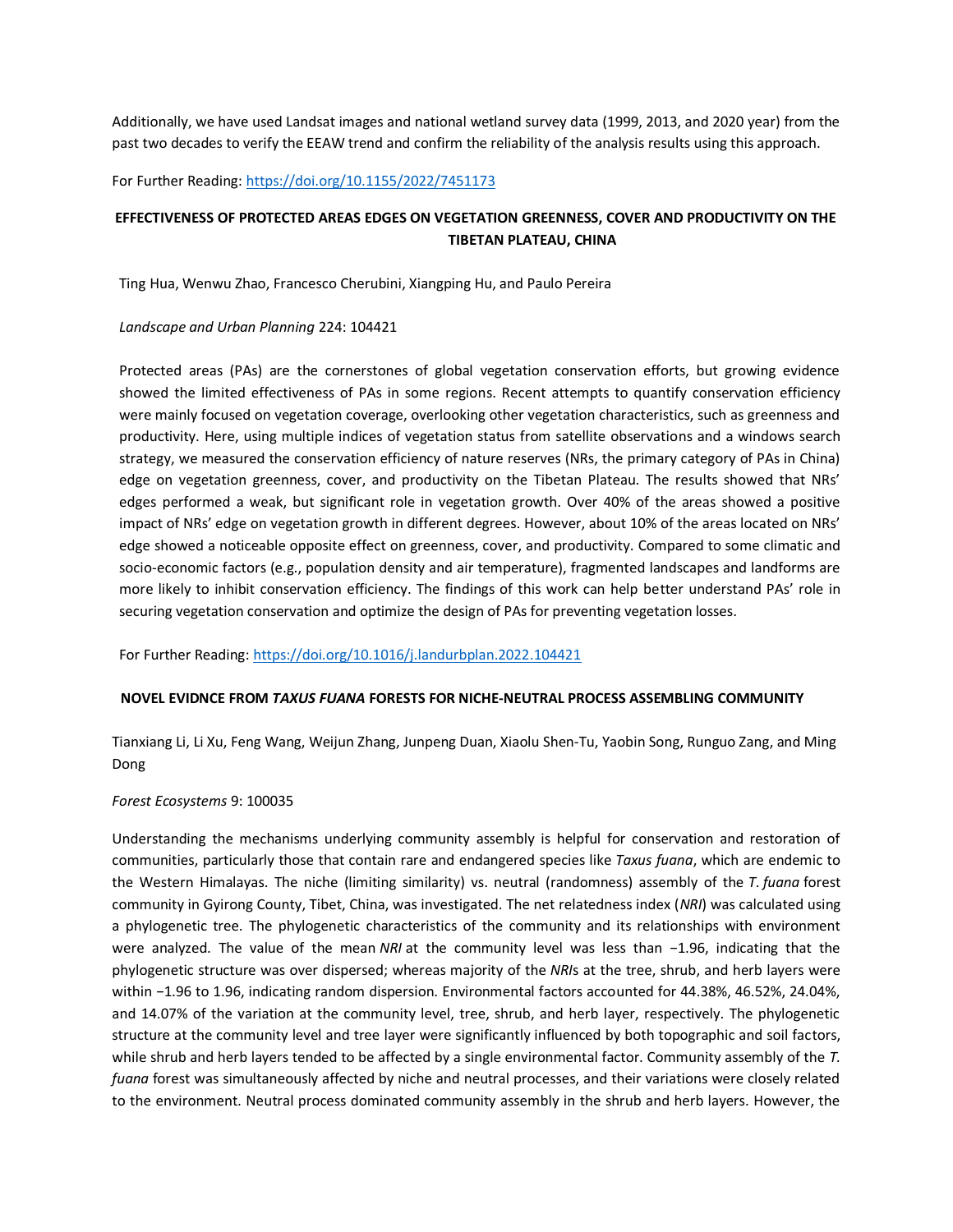Additionally, we have used Landsat images and national wetland survey data (1999, 2013, and 2020 year) from the past two decades to verify the EEAW trend and confirm the reliability of the analysis results using this approach.

For Further Reading: https://doi.org/10.1155/2022/7451173

## EFFECTIVENESS OF PROTECTED AREAS EDGES ON VEGETATION GREENNESS, COVER AND PRODUCTIVITY ON THE TIBETAN PLATEAU, CHINA

Ting Hua, Wenwu Zhao, Francesco Cherubini, Xiangping Hu, and Paulo Pereira

*Landscape and Urban Planning* 224: 104421

Protected areas (PAs) are the cornerstones of global vegetation conservation efforts, but growing evidence showed the limited effectiveness of PAs in some regions. Recent attempts to quantify conservation efficiency were mainly focused on vegetation coverage, overlooking other vegetation characteristics, such as greenness and productivity. Here, using multiple indices of vegetation status from satellite observations and a windows search strategy, we measured the conservation efficiency of nature reserves (NRs, the primary category of PAs in China) edge on vegetation greenness, cover, and productivity on the Tibetan Plateau. The results showed that NRs' edges performed a weak, but significant role in vegetation growth. Over 40% of the areas showed a positive impact of NRs' edge on vegetation growth in different degrees. However, about 10% of the areas located on NRs' edge showed a noticeable opposite effect on greenness, cover, and productivity. Compared to some climatic and socio-economic factors (e.g., population density and air temperature), fragmented landscapes and landforms are more likely to inhibit conservation efficiency. The findings of this work can help better understand PAs' role in securing vegetation conservation and optimize the design of PAs for preventing vegetation losses.

For Further Reading: https://doi.org/10.1016/j.landurbplan.2022.104421

## NOVEL EVIDNCE FROM *TAXUS FUANA* FORESTS FOR NICHE-NEUTRAL PROCESS ASSEMBLING COMMUNITY

Tianxiang Li, Li Xu, Feng Wang, Weijun Zhang, Junpeng Duan, Xiaolu Shen-Tu, Yaobin Song, Runguo Zang, and Ming Dong

*Forest Ecosystems* 9: 100035

Understanding the mechanisms underlying community assembly is helpful for conservation and restoration of communities, particularly those that contain rare and endangered species like *Taxus fuana*, which are endemic to the Western Himalayas. The niche (limiting similarity) vs. neutral (randomness) assembly of the *T. fuana* forest community in Gyirong County, Tibet, China, was investigated. The net relatedness index (*NRI*) was calculated using a phylogenetic tree. The phylogenetic characteristics of the community and its relationships with environment were analyzed. The value of the mean *NRI* at the community level was less than −1.96, indicating that the phylogenetic structure was over dispersed; whereas majority of the *NRI*s at the tree, shrub, and herb layers were within −1.96 to 1.96, indicating random dispersion. Environmental factors accounted for 44.38%, 46.52%, 24.04%, and 14.07% of the variation at the community level, tree, shrub, and herb layer, respectively. The phylogenetic structure at the community level and tree layer were significantly influenced by both topographic and soil factors, while shrub and herb layers tended to be affected by a single environmental factor. Community assembly of the *T. fuana* forest was simultaneously affected by niche and neutral processes, and their variations were closely related to the environment. Neutral process dominated community assembly in the shrub and herb layers. However, the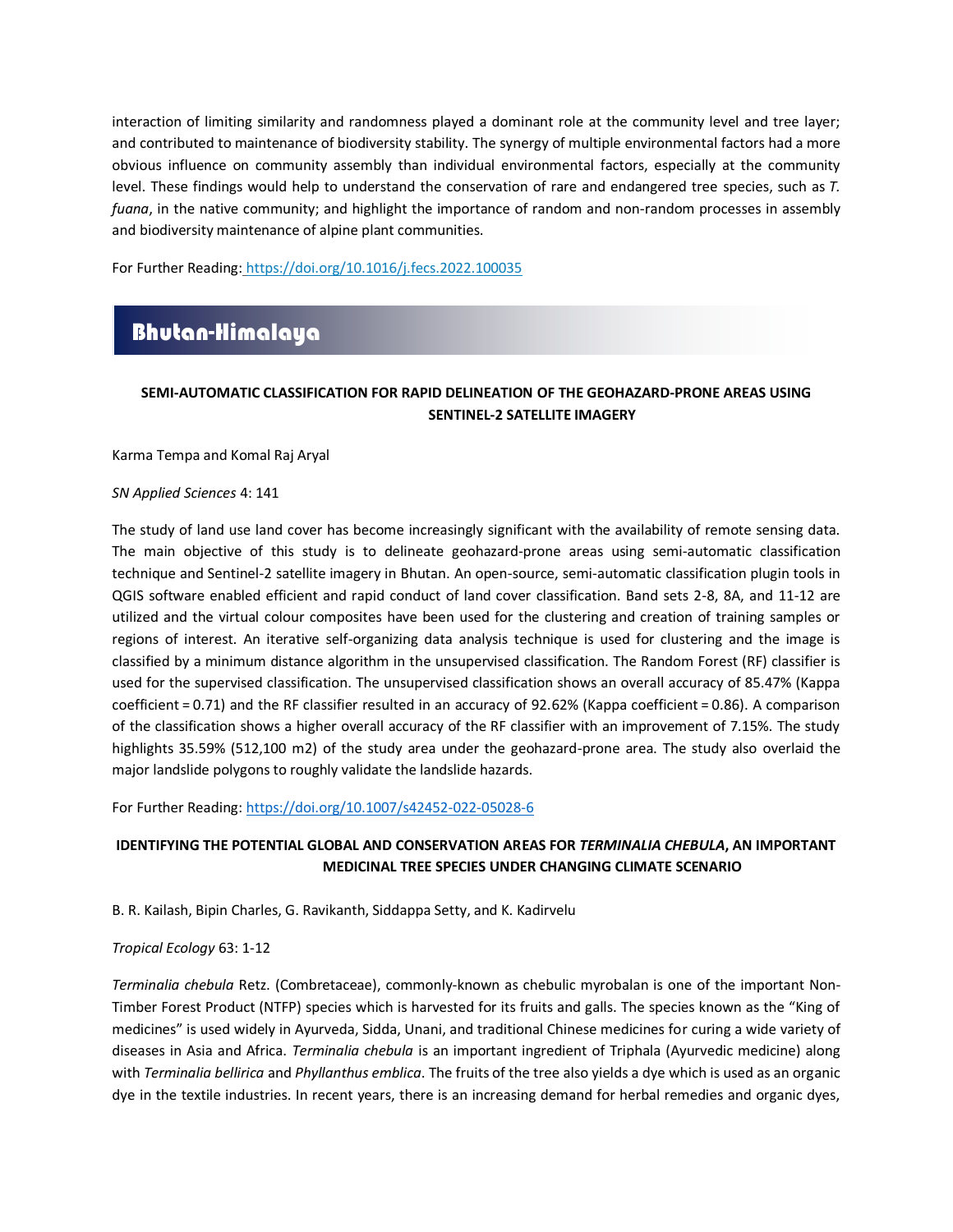interaction of limiting similarity and randomness played a dominant role at the community level and tree layer; and contributed to maintenance of biodiversity stability. The synergy of multiple environmental factors had a more obvious influence on community assembly than individual environmental factors, especially at the community level. These findings would help to understand the conservation of rare and endangered tree species, such as *T. fuana*, in the native community; and highlight the importance of random and non-random processes in assembly and biodiversity maintenance of alpine plant communities.

For Further Reading: https://doi.org/10.1016/j.fecs.2022.100035

## Bhutan-Himalaya

### SEMI-AUTOMATIC CLASSIFICATION FOR RAPID DELINEATION OF THE GEOHAZARD-PRONE AREAS USING SENTINEL-2 SATELLITE IMAGERY

Karma Tempa and Komal Raj Aryal

*SN Applied Sciences* 4: 141

The study of land use land cover has become increasingly significant with the availability of remote sensing data. The main objective of this study is to delineate geohazard-prone areas using semi-automatic classification technique and Sentinel-2 satellite imagery in Bhutan. An open-source, semi-automatic classification plugin tools in QGIS software enabled efficient and rapid conduct of land cover classification. Band sets 2-8, 8A, and 11-12 are utilized and the virtual colour composites have been used for the clustering and creation of training samples or regions of interest. An iterative self-organizing data analysis technique is used for clustering and the image is classified by a minimum distance algorithm in the unsupervised classification. The Random Forest (RF) classifier is used for the supervised classification. The unsupervised classification shows an overall accuracy of 85.47% (Kappa coefficient = 0.71) and the RF classifier resulted in an accuracy of 92.62% (Kappa coefficient = 0.86). A comparison of the classification shows a higher overall accuracy of the RF classifier with an improvement of 7.15%. The study highlights 35.59% (512,100 m2) of the study area under the geohazard-prone area. The study also overlaid the major landslide polygons to roughly validate the landslide hazards.

For Further Reading: https://doi.org/10.1007/s42452-022-05028-6

### IDENTIFYING THE POTENTIAL GLOBAL AND CONSERVATION AREAS FOR *TERMINALIA CHEBULA*, AN IMPORTANT MEDICINAL TREE SPECIES UNDER CHANGING CLIMATE SCENARIO

B. R. Kailash, Bipin Charles, G. Ravikanth, Siddappa Setty, and K. Kadirvelu

*Tropical Ecology* 63: 1-12

*Terminalia chebula* Retz. (Combretaceae), commonly-known as chebulic myrobalan is one of the important Non-Timber Forest Product (NTFP) species which is harvested for its fruits and galls. The species known as the "King of medicines" is used widely in Ayurveda, Sidda, Unani, and traditional Chinese medicines for curing a wide variety of diseases in Asia and Africa. *Terminalia chebula* is an important ingredient of Triphala (Ayurvedic medicine) along with *Terminalia bellirica* and *Phyllanthus emblica*. The fruits of the tree also yields a dye which is used as an organic dye in the textile industries. In recent years, there is an increasing demand for herbal remedies and organic dyes,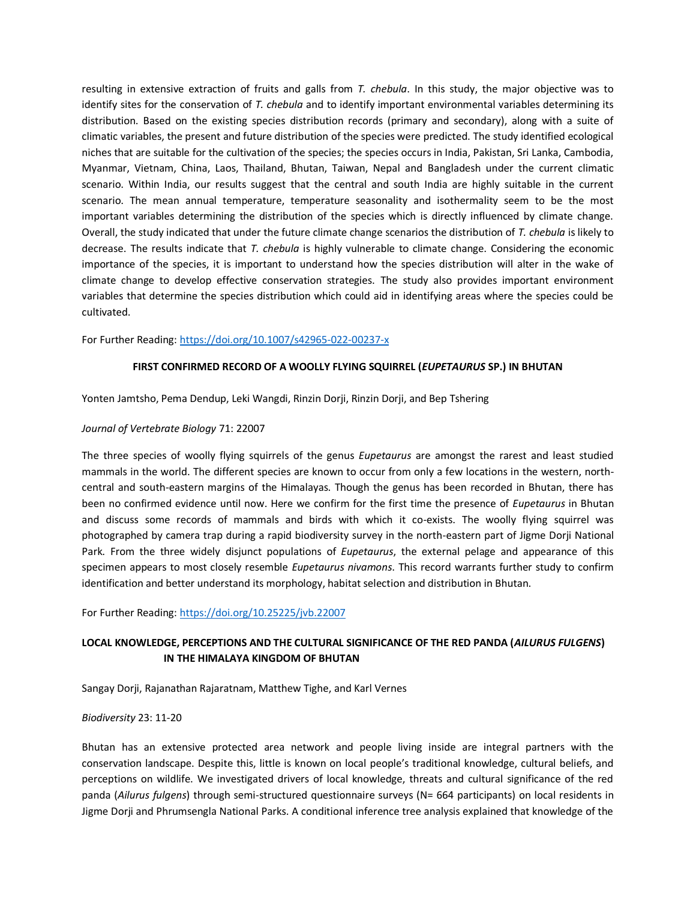resulting in extensive extraction of fruits and galls from *T. chebula*. In this study, the major objective was to identify sites for the conservation of *T. chebula* and to identify important environmental variables determining its distribution. Based on the existing species distribution records (primary and secondary), along with a suite of climatic variables, the present and future distribution of the species were predicted. The study identified ecological niches that are suitable for the cultivation of the species; the species occurs in India, Pakistan, Sri Lanka, Cambodia, Myanmar, Vietnam, China, Laos, Thailand, Bhutan, Taiwan, Nepal and Bangladesh under the current climatic scenario. Within India, our results suggest that the central and south India are highly suitable in the current scenario. The mean annual temperature, temperature seasonality and isothermality seem to be the most important variables determining the distribution of the species which is directly influenced by climate change. Overall, the study indicated that under the future climate change scenarios the distribution of *T. chebula* is likely to decrease. The results indicate that *T. chebula* is highly vulnerable to climate change. Considering the economic importance of the species, it is important to understand how the species distribution will alter in the wake of climate change to develop effective conservation strategies. The study also provides important environment variables that determine the species distribution which could aid in identifying areas where the species could be cultivated.

For Further Reading: https://doi.org/10.1007/s42965-022-00237-x

### FIRST CONFIRMED RECORD OF A WOOLLY FLYING SQUIRREL (*EUPETAURUS* SP.) IN BHUTAN

Yonten Jamtsho, Pema Dendup, Leki Wangdi, Rinzin Dorji, Rinzin Dorji, and Bep Tshering

*Journal of Vertebrate Biology* 71: 22007

The three species of woolly flying squirrels of the genus *Eupetaurus* are amongst the rarest and least studied mammals in the world. The different species are known to occur from only a few locations in the western, north-central and south-eastern margins of the Himalayas. Though the genus has been recorded in Bhutan, there has been no confirmed evidence until now. Here we confirm for the first time the presence of *Eupetaurus* in Bhutan and discuss some records of mammals and birds with which it co-exists. The woolly flying squirrel was photographed by camera trap during a rapid biodiversity survey in the north-eastern part of Jigme Dorji National Park. From the three widely disjunct populations of *Eupetaurus*, the external pelage and appearance of this specimen appears to most closely resemble *Eupetaurus nivamons*. This record warrants further study to confirm identification and better understand its morphology, habitat selection and distribution in Bhutan.

For Further Reading: https://doi.org/10.25225/jvb.22007

### LOCAL KNOWLEDGE, PERCEPTIONS AND THE CULTURAL SIGNIFICANCE OF THE RED PANDA (*AILURUS FULGENS*) IN THE HIMALAYA KINGDOM OF BHUTAN

Sangay Dorji, Rajanathan Rajaratnam, Matthew Tighe, and Karl Vernes

*Biodiversity* 23: 11-20

Bhutan has an extensive protected area network and people living inside are integral partners with the conservation landscape. Despite this, little is known on local people's traditional knowledge, cultural beliefs, and perceptions on wildlife. We investigated drivers of local knowledge, threats and cultural significance of the red panda (*Ailurus fulgens*) through semi-structured questionnaire surveys (N= 664 participants) on local residents in Jigme Dorji and Phrumsengla National Parks. A conditional inference tree analysis explained that knowledge of the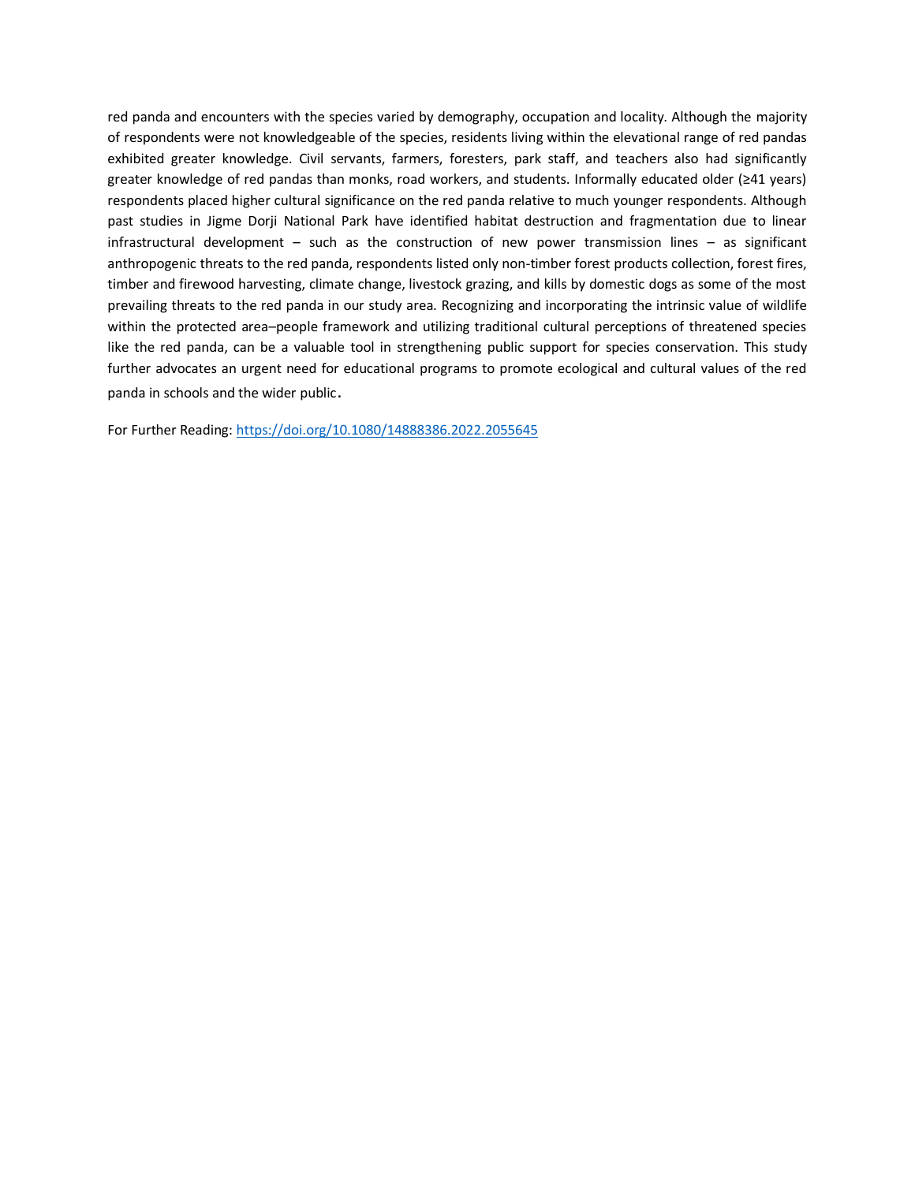red panda and encounters with the species varied by demography, occupation and locality. Although the majority of respondents were not knowledgeable of the species, residents living within the elevational range of red pandas exhibited greater knowledge. Civil servants, farmers, foresters, park staff, and teachers also had significantly greater knowledge of red pandas than monks, road workers, and students. Informally educated older (≥41 years) respondents placed higher cultural significance on the red panda relative to much younger respondents. Although past studies in Jigme Dorji National Park have identified habitat destruction and fragmentation due to linear infrastructural development – such as the construction of new power transmission lines – as significant anthropogenic threats to the red panda, respondents listed only non-timber forest products collection, forest fires, timber and firewood harvesting, climate change, livestock grazing, and kills by domestic dogs as some of the most prevailing threats to the red panda in our study area. Recognizing and incorporating the intrinsic value of wildlife within the protected area–people framework and utilizing traditional cultural perceptions of threatened species like the red panda, can be a valuable tool in strengthening public support for species conservation. This study further advocates an urgent need for educational programs to promote ecological and cultural values of the red panda in schools and the wider public.

For Further Reading: [https://doi.org/10.1080/14888386.2022.2055645](https://doi.org/10.1080/14888386.2022.2055645)